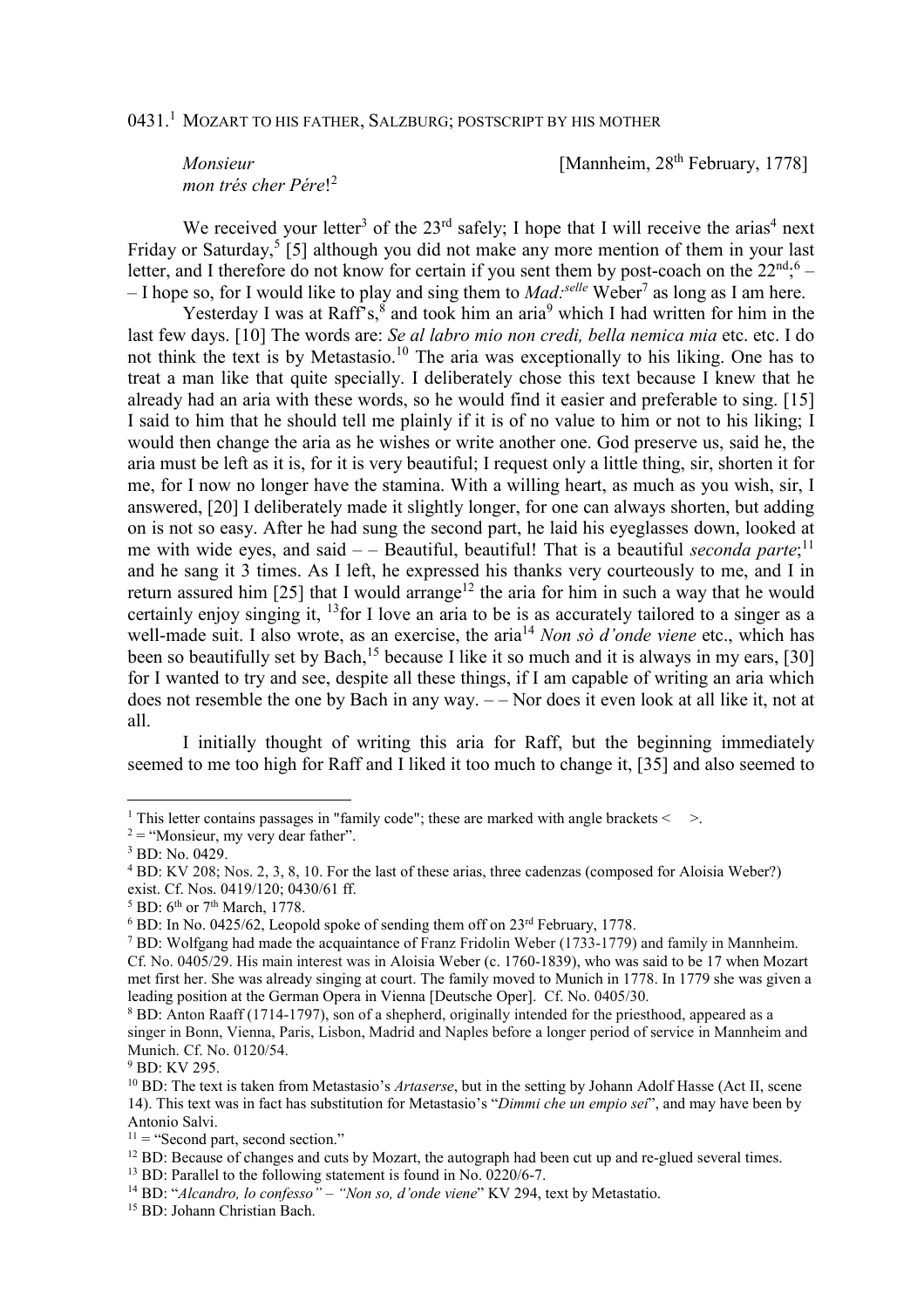0431.[1] MOZART TO HIS FATHER, SALZBURG; POSTSCRIPT BY HIS MOTHER

*Monsieur*
*mon trés cher Pére*![2]

[Mannheim, 28th February, 1778]

We received your letter[3] of the 23rd safely; I hope that I will receive the arias[4] next Friday or Saturday,[5] [5] although you did not make any more mention of them in your last letter, and I therefore do not know for certain if you sent them by post-coach on the 22nd;[6] – – I hope so, for I would like to play and sing them to *Mad:selle* Weber[7] as long as I am here.

Yesterday I was at Raff's,[8] and took him an aria[9] which I had written for him in the last few days. [10] The words are: *Se al labro mio non credi, bella nemica mia* etc. etc. I do not think the text is by Metastasio.[10] The aria was exceptionally to his liking. One has to treat a man like that quite specially. I deliberately chose this text because I knew that he already had an aria with these words, so he would find it easier and preferable to sing. [15] I said to him that he should tell me plainly if it is of no value to him or not to his liking; I would then change the aria as he wishes or write another one. God preserve us, said he, the aria must be left as it is, for it is very beautiful; I request only a little thing, sir, shorten it for me, for I now no longer have the stamina. With a willing heart, as much as you wish, sir, I answered, [20] I deliberately made it slightly longer, for one can always shorten, but adding on is not so easy. After he had sung the second part, he laid his eyeglasses down, looked at me with wide eyes, and said – – Beautiful, beautiful! That is a beautiful *seconda parte*;[11] and he sang it 3 times. As I left, he expressed his thanks very courteously to me, and I in return assured him [25] that I would arrange[12] the aria for him in such a way that he would certainly enjoy singing it, [13]for I love an aria to be is as accurately tailored to a singer as a well-made suit. I also wrote, as an exercise, the aria[14] *Non sò d'onde viene* etc., which has been so beautifully set by Bach,[15] because I like it so much and it is always in my ears, [30] for I wanted to try and see, despite all these things, if I am capable of writing an aria which does not resemble the one by Bach in any way. – – Nor does it even look at all like it, not at all.

I initially thought of writing this aria for Raff, but the beginning immediately seemed to me too high for Raff and I liked it too much to change it, [35] and also seemed to

---

[1] This letter contains passages in "family code"; these are marked with angle brackets < >.

[2] = "Monsieur, my very dear father".

[3] BD: No. 0429.

[4] BD: KV 208; Nos. 2, 3, 8, 10. For the last of these arias, three cadenzas (composed for Aloisia Weber?) exist. Cf. Nos. 0419/120; 0430/61 ff.

[5] BD: 6th or 7th March, 1778.

[6] BD: In No. 0425/62, Leopold spoke of sending them off on 23rd February, 1778.

[7] BD: Wolfgang had made the acquaintance of Franz Fridolin Weber (1733-1779) and family in Mannheim. Cf. No. 0405/29. His main interest was in Aloisia Weber (c. 1760-1839), who was said to be 17 when Mozart met first her. She was already singing at court. The family moved to Munich in 1778. In 1779 she was given a leading position at the German Opera in Vienna [Deutsche Oper]. Cf. No. 0405/30.

[8] BD: Anton Raaff (1714-1797), son of a shepherd, originally intended for the priesthood, appeared as a singer in Bonn, Vienna, Paris, Lisbon, Madrid and Naples before a longer period of service in Mannheim and Munich. Cf. No. 0120/54.

[9] BD: KV 295.

[10] BD: The text is taken from Metastasio's *Artaserse*, but in the setting by Johann Adolf Hasse (Act II, scene 14). This text was in fact has substitution for Metastasio's "*Dimmi che un empio sei*", and may have been by Antonio Salvi.

[11] = "Second part, second section."

[12] BD: Because of changes and cuts by Mozart, the autograph had been cut up and re-glued several times.

[13] BD: Parallel to the following statement is found in No. 0220/6-7.

[14] BD: "*Alcandro, lo confesso" – "Non so, d'onde viene*" KV 294, text by Metastatio.

[15] BD: Johann Christian Bach.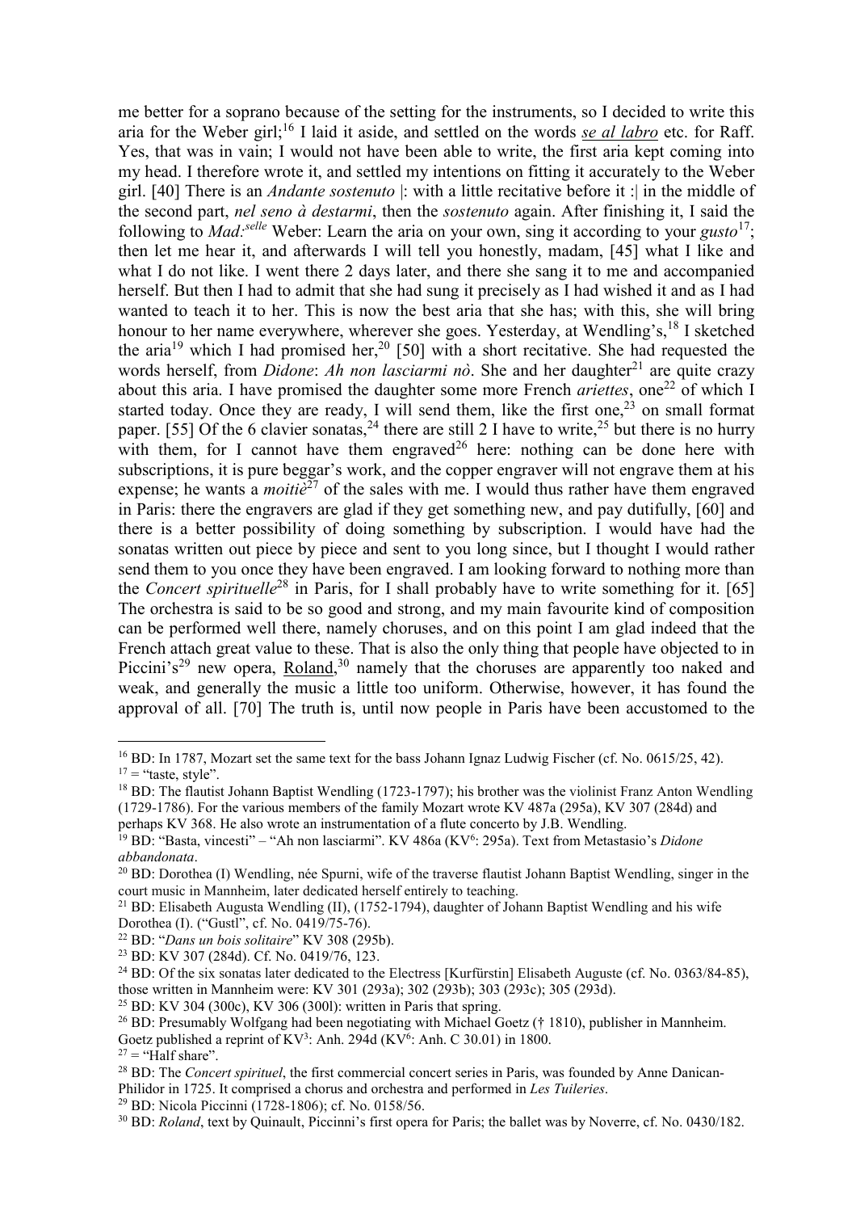me better for a soprano because of the setting for the instruments, so I decided to write this aria for the Weber girl;[16] I laid it aside, and settled on the words se al labro etc. for Raff. Yes, that was in vain; I would not have been able to write, the first aria kept coming into my head. I therefore wrote it, and settled my intentions on fitting it accurately to the Weber girl. [40] There is an *Andante sostenuto* |: with a little recitative before it :| in the middle of the second part, *nel seno à destarmi*, then the *sostenuto* again. After finishing it, I said the following to *Mad:selle* Weber: Learn the aria on your own, sing it according to your *gusto*[17]; then let me hear it, and afterwards I will tell you honestly, madam, [45] what I like and what I do not like. I went there 2 days later, and there she sang it to me and accompanied herself. But then I had to admit that she had sung it precisely as I had wished it and as I had wanted to teach it to her. This is now the best aria that she has; with this, she will bring honour to her name everywhere, wherever she goes. Yesterday, at Wendling's,[18] I sketched the aria[19] which I had promised her,[20] [50] with a short recitative. She had requested the words herself, from *Didone*: *Ah non lasciarmi nò*. She and her daughter[21] are quite crazy about this aria. I have promised the daughter some more French *ariettes*, one[22] of which I started today. Once they are ready, I will send them, like the first one,[23] on small format paper. [55] Of the 6 clavier sonatas,[24] there are still 2 I have to write,[25] but there is no hurry with them, for I cannot have them engraved[26] here: nothing can be done here with subscriptions, it is pure beggar's work, and the copper engraver will not engrave them at his expense; he wants a *moitiè*[27] of the sales with me. I would thus rather have them engraved in Paris: there the engravers are glad if they get something new, and pay dutifully, [60] and there is a better possibility of doing something by subscription. I would have had the sonatas written out piece by piece and sent to you long since, but I thought I would rather send them to you once they have been engraved. I am looking forward to nothing more than the *Concert spirituelle*[28] in Paris, for I shall probably have to write something for it. [65] The orchestra is said to be so good and strong, and my main favourite kind of composition can be performed well there, namely choruses, and on this point I am glad indeed that the French attach great value to these. That is also the only thing that people have objected to in Piccini's[29] new opera, Roland,[30] namely that the choruses are apparently too naked and weak, and generally the music a little too uniform. Otherwise, however, it has found the approval of all. [70] The truth is, until now people in Paris have been accustomed to the

---

[16] BD: In 1787, Mozart set the same text for the bass Johann Ignaz Ludwig Fischer (cf. No. 0615/25, 42).

[17] = "taste, style".

[18] BD: The flautist Johann Baptist Wendling (1723-1797); his brother was the violinist Franz Anton Wendling (1729-1786). For the various members of the family Mozart wrote KV 487a (295a), KV 307 (284d) and perhaps KV 368. He also wrote an instrumentation of a flute concerto by J.B. Wendling.

[19] BD: "Basta, vincesti" – "Ah non lasciarmi". KV 486a (KV6: 295a). Text from Metastasio's *Didone abbandonata*.

[20] BD: Dorothea (I) Wendling, née Spurni, wife of the traverse flautist Johann Baptist Wendling, singer in the court music in Mannheim, later dedicated herself entirely to teaching.

[21] BD: Elisabeth Augusta Wendling (II), (1752-1794), daughter of Johann Baptist Wendling and his wife Dorothea (I). ("Gustl", cf. No. 0419/75-76).

[22] BD: "*Dans un bois solitaire*" KV 308 (295b).

[23] BD: KV 307 (284d). Cf. No. 0419/76, 123.

[24] BD: Of the six sonatas later dedicated to the Electress [Kurfürstin] Elisabeth Auguste (cf. No. 0363/84-85), those written in Mannheim were: KV 301 (293a); 302 (293b); 303 (293c); 305 (293d).

[25] BD: KV 304 (300c), KV 306 (300l): written in Paris that spring.

[26] BD: Presumably Wolfgang had been negotiating with Michael Goetz († 1810), publisher in Mannheim. Goetz published a reprint of KV3: Anh. 294d (KV6: Anh. C 30.01) in 1800.

[27] = "Half share".

[28] BD: The *Concert spirituel*, the first commercial concert series in Paris, was founded by Anne Danican-Philidor in 1725. It comprised a chorus and orchestra and performed in *Les Tuileries*.

[29] BD: Nicola Piccinni (1728-1806); cf. No. 0158/56.

[30] BD: *Roland*, text by Quinault, Piccinni's first opera for Paris; the ballet was by Noverre, cf. No. 0430/182.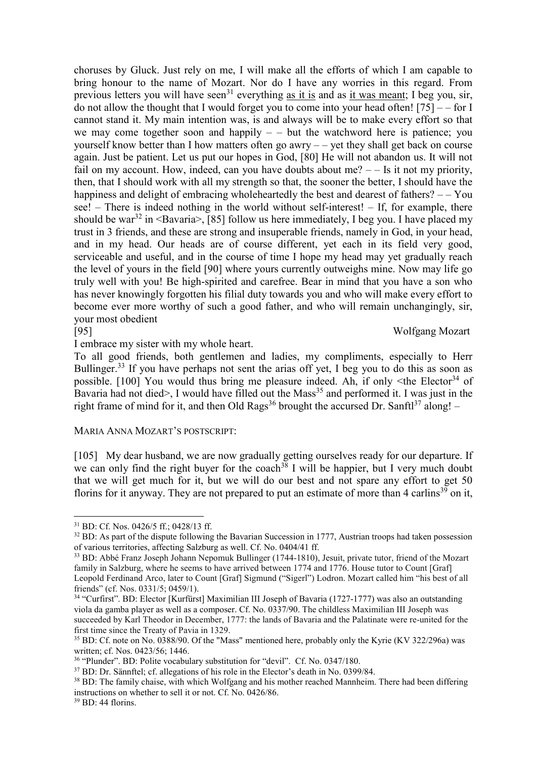choruses by Gluck. Just rely on me, I will make all the efforts of which I am capable to bring honour to the name of Mozart. Nor do I have any worries in this regard. From previous letters you will have seen[31] everything as it is and as it was meant; I beg you, sir, do not allow the thought that I would forget you to come into your head often! [75] – – for I cannot stand it. My main intention was, is and always will be to make every effort so that we may come together soon and happily – – but the watchword here is patience; you yourself know better than I how matters often go awry – – yet they shall get back on course again. Just be patient. Let us put our hopes in God, [80] He will not abandon us. It will not fail on my account. How, indeed, can you have doubts about me? – – Is it not my priority, then, that I should work with all my strength so that, the sooner the better, I should have the happiness and delight of embracing wholeheartedly the best and dearest of fathers? – – You see! – There is indeed nothing in the world without self-interest! – If, for example, there should be war[32] in <Bavaria>, [85] follow us here immediately, I beg you. I have placed my trust in 3 friends, and these are strong and insuperable friends, namely in God, in your head, and in my head. Our heads are of course different, yet each in its field very good, serviceable and useful, and in the course of time I hope my head may yet gradually reach the level of yours in the field [90] where yours currently outweighs mine. Now may life go truly well with you! Be high-spirited and carefree. Bear in mind that you have a son who has never knowingly forgotten his filial duty towards you and who will make every effort to become ever more worthy of such a good father, and who will remain unchangingly, sir, your most obedient

[95] Wolfgang Mozart

I embrace my sister with my whole heart.

To all good friends, both gentlemen and ladies, my compliments, especially to Herr Bullinger.[33] If you have perhaps not sent the arias off yet, I beg you to do this as soon as possible. [100] You would thus bring me pleasure indeed. Ah, if only <the Elector[34] of Bavaria had not died>, I would have filled out the Mass[35] and performed it. I was just in the right frame of mind for it, and then Old Rags[36] brought the accursed Dr. Sanftl[37] along! –

MARIA ANNA MOZART'S POSTSCRIPT:

[105] My dear husband, we are now gradually getting ourselves ready for our departure. If we can only find the right buyer for the coach[38] I will be happier, but I very much doubt that we will get much for it, but we will do our best and not spare any effort to get 50 florins for it anyway. They are not prepared to put an estimate of more than 4 carlins[39] on it,

---

[31] BD: Cf. Nos. 0426/5 ff.; 0428/13 ff.

[32] BD: As part of the dispute following the Bavarian Succession in 1777, Austrian troops had taken possession of various territories, affecting Salzburg as well. Cf. No. 0404/41 ff.

[33] BD: Abbé Franz Joseph Johann Nepomuk Bullinger (1744-1810), Jesuit, private tutor, friend of the Mozart family in Salzburg, where he seems to have arrived between 1774 and 1776. House tutor to Count [Graf] Leopold Ferdinand Arco, later to Count [Graf] Sigmund ("Sigerl") Lodron. Mozart called him "his best of all friends" (cf. Nos. 0331/5; 0459/1).

[34] "Curfirst". BD: Elector [Kurfürst] Maximilian III Joseph of Bavaria (1727-1777) was also an outstanding viola da gamba player as well as a composer. Cf. No. 0337/90. The childless Maximilian III Joseph was succeeded by Karl Theodor in December, 1777: the lands of Bavaria and the Palatinate were re-united for the first time since the Treaty of Pavia in 1329.

[35] BD: Cf. note on No. 0388/90. Of the "Mass" mentioned here, probably only the Kyrie (KV 322/296a) was written; cf. Nos. 0423/56; 1446.

[36] "Plunder". BD: Polite vocabulary substitution for "devil". Cf. No. 0347/180.

[37] BD: Dr. Sännftel; cf. allegations of his role in the Elector's death in No. 0399/84.

[38] BD: The family chaise, with which Wolfgang and his mother reached Mannheim. There had been differing instructions on whether to sell it or not. Cf. No. 0426/86.

[39] BD: 44 florins.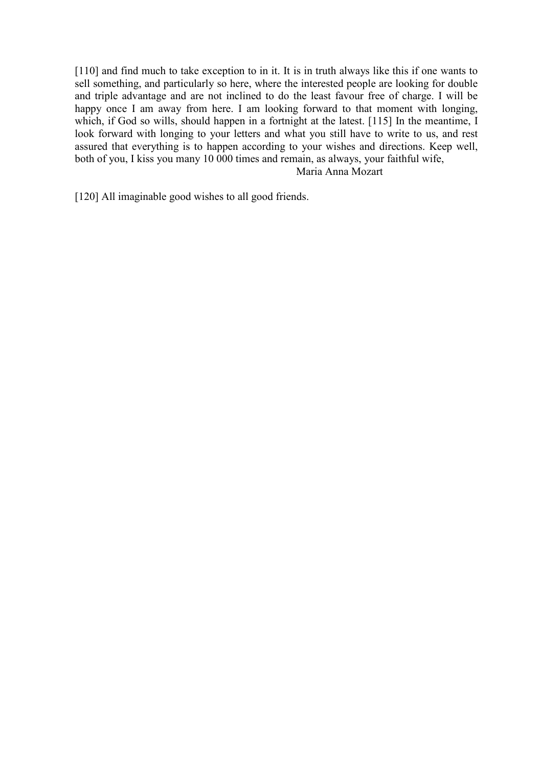[110] and find much to take exception to in it. It is in truth always like this if one wants to sell something, and particularly so here, where the interested people are looking for double and triple advantage and are not inclined to do the least favour free of charge. I will be happy once I am away from here. I am looking forward to that moment with longing, which, if God so wills, should happen in a fortnight at the latest. [115] In the meantime, I look forward with longing to your letters and what you still have to write to us, and rest assured that everything is to happen according to your wishes and directions. Keep well, both of you, I kiss you many 10 000 times and remain, as always, your faithful wife,

Maria Anna Mozart

[120] All imaginable good wishes to all good friends.